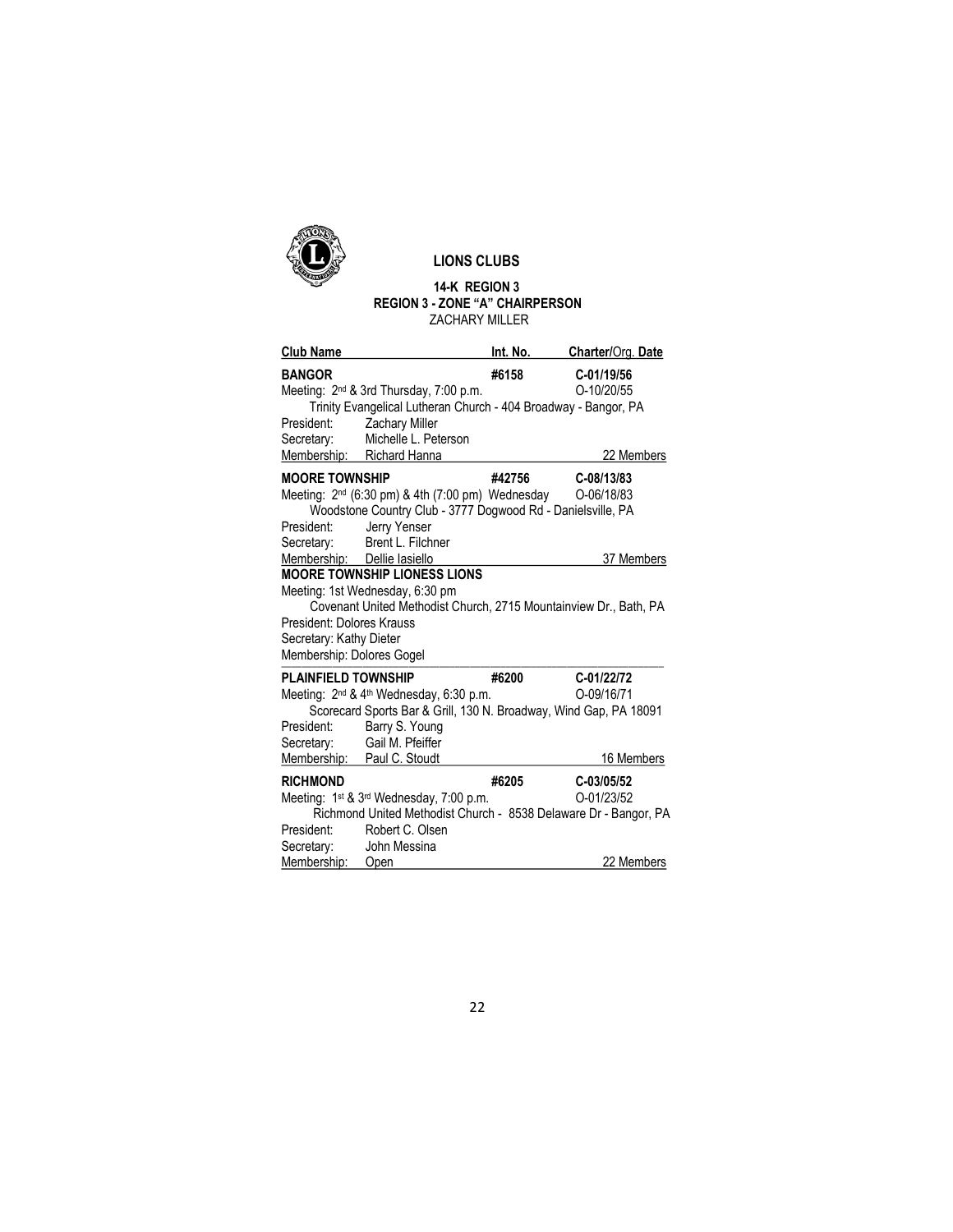# LIONS CLUBS

## 14-K REGION 3
## REGION 3 - ZONE "A" CHAIRPERSON
ZACHARY MILLER

| Club Name | Int. No. | Charter/Org. Date |
|---|---|---|

**BANGOR** — **#6158** — **C-01/19/56**
Meeting: 2nd & 3rd Thursday, 7:00 p.m. — O-10/20/55
Trinity Evangelical Lutheran Church - 404 Broadway - Bangor, PA
President: Zachary Miller
Secretary: Michelle L. Peterson
Membership: Richard Hanna — 22 Members

**MOORE TOWNSHIP** — **#42756** — **C-08/13/83**
Meeting: 2nd (6:30 pm) & 4th (7:00 pm) Wednesday — O-06/18/83
Woodstone Country Club - 3777 Dogwood Rd - Danielsville, PA
President: Jerry Yenser
Secretary: Brent L. Filchner
Membership: Dellie Iasiello — 37 Members

**MOORE TOWNSHIP LIONESS LIONS**
Meeting: 1st Wednesday, 6:30 pm
Covenant United Methodist Church, 2715 Mountainview Dr., Bath, PA
President: Dolores Krauss
Secretary: Kathy Dieter
Membership: Dolores Gogel

**PLAINFIELD TOWNSHIP** — **#6200** — **C-01/22/72**
Meeting: 2nd & 4th Wednesday, 6:30 p.m. — O-09/16/71
Scorecard Sports Bar & Grill, 130 N. Broadway, Wind Gap, PA 18091
President: Barry S. Young
Secretary: Gail M. Pfeiffer
Membership: Paul C. Stoudt — 16 Members

**RICHMOND** — **#6205** — **C-03/05/52**
Meeting: 1st & 3rd Wednesday, 7:00 p.m. — O-01/23/52
Richmond United Methodist Church - 8538 Delaware Dr - Bangor, PA
President: Robert C. Olsen
Secretary: John Messina
Membership: Open — 22 Members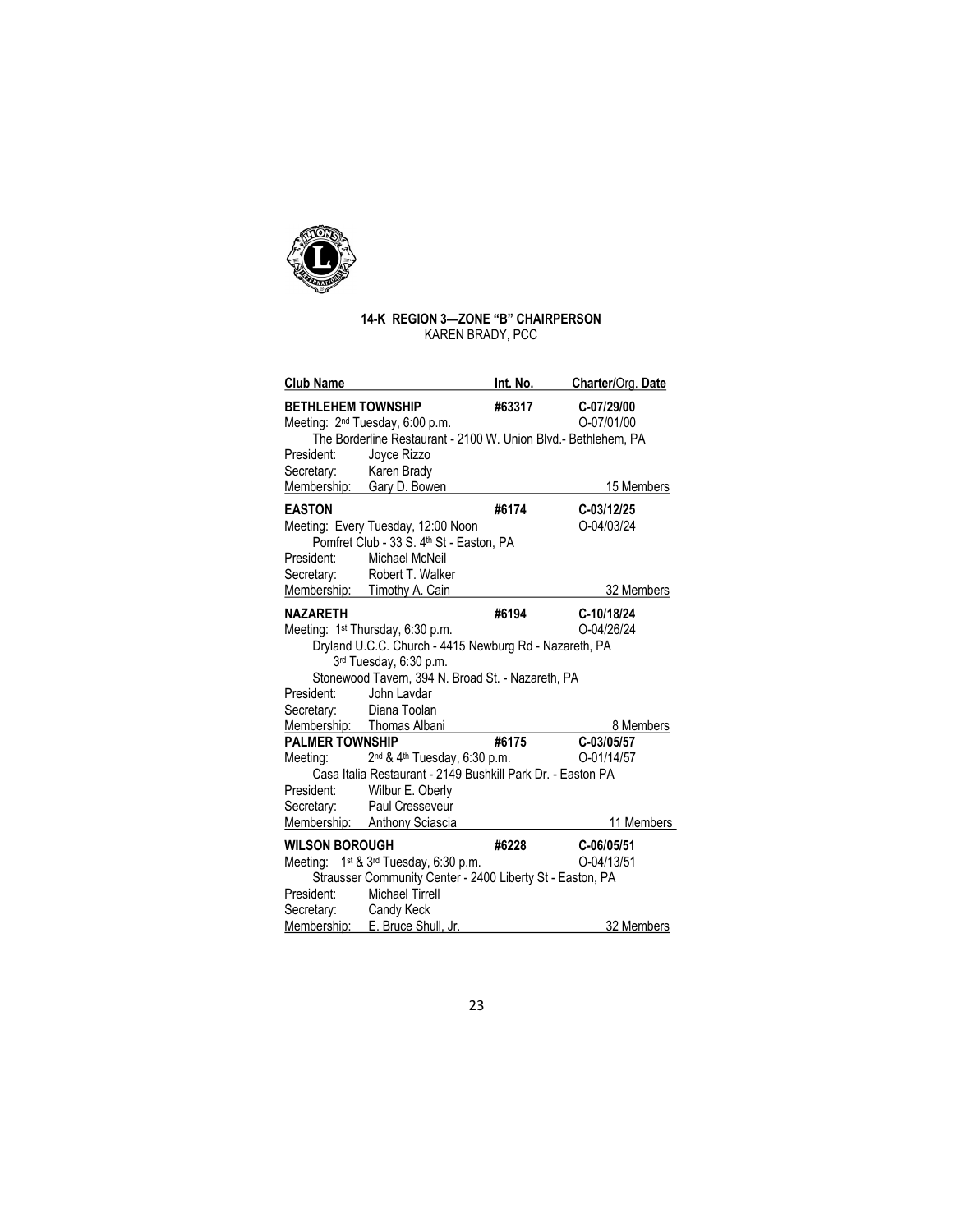**14-K REGION 3—ZONE "B" CHAIRPERSON**
KAREN BRADY, PCC

| Club Name | Int. No. | Charter/Org. Date |
| --- | --- | --- |
| **BETHLEHEM TOWNSHIP** | **#63317** | **C-07/29/00** |
| Meeting: 2nd Tuesday, 6:00 p.m. | | O-07/01/00 |
| The Borderline Restaurant - 2100 W. Union Blvd.- Bethlehem, PA | | |
| President: Joyce Rizzo | | |
| Secretary: Karen Brady | | |
| Membership: Gary D. Bowen | | 15 Members |
| **EASTON** | **#6174** | **C-03/12/25** |
| Meeting: Every Tuesday, 12:00 Noon | | O-04/03/24 |
| Pomfret Club - 33 S. 4th St - Easton, PA | | |
| President: Michael McNeil | | |
| Secretary: Robert T. Walker | | |
| Membership: Timothy A. Cain | | 32 Members |
| **NAZARETH** | **#6194** | **C-10/18/24** |
| Meeting: 1st Thursday, 6:30 p.m. | | O-04/26/24 |
| Dryland U.C.C. Church - 4415 Newburg Rd - Nazareth, PA | | |
| 3rd Tuesday, 6:30 p.m. | | |
| Stonewood Tavern, 394 N. Broad St. - Nazareth, PA | | |
| President: John Lavdar | | |
| Secretary: Diana Toolan | | |
| Membership: Thomas Albani | | 8 Members |
| **PALMER TOWNSHIP** | **#6175** | **C-03/05/57** |
| Meeting: 2nd & 4th Tuesday, 6:30 p.m. | | O-01/14/57 |
| Casa Italia Restaurant - 2149 Bushkill Park Dr. - Easton PA | | |
| President: Wilbur E. Oberly | | |
| Secretary: Paul Cresseveur | | |
| Membership: Anthony Sciascia | | 11 Members |
| **WILSON BOROUGH** | **#6228** | **C-06/05/51** |
| Meeting: 1st & 3rd Tuesday, 6:30 p.m. | | O-04/13/51 |
| Strausser Community Center - 2400 Liberty St - Easton, PA | | |
| President: Michael Tirrell | | |
| Secretary: Candy Keck | | |
| Membership: E. Bruce Shull, Jr. | | 32 Members |